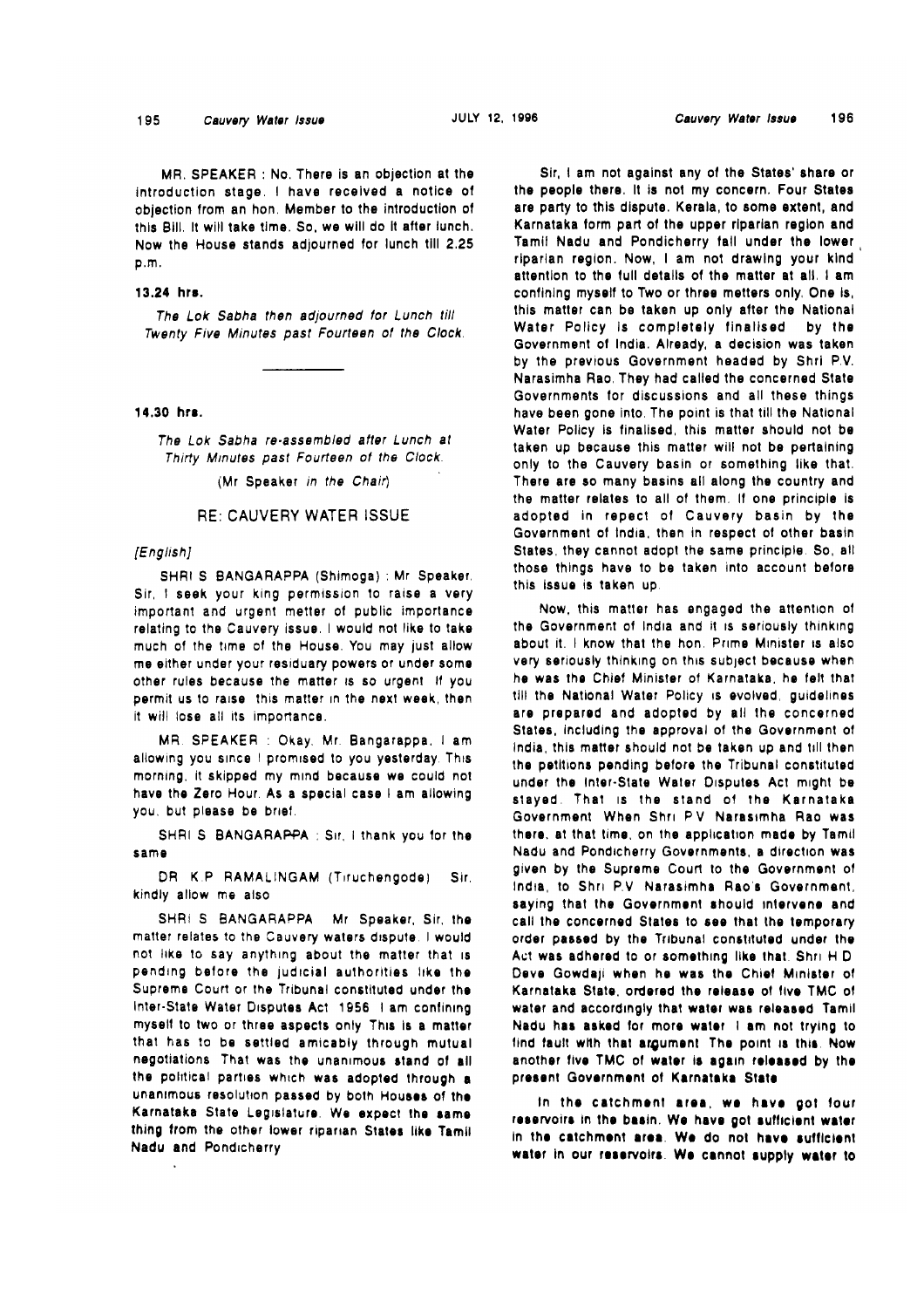MR. SPEAKER : No. There is an objection at the introduction stage. I have received a notice of objection from an hon. Member to the introduction of this Bill. It will take time. So, we will do it after lunch. Now the House stands adjourned for lunch till 2.25 p.m.

**13.24 hrs.**

*The Lok Sabha then adjourned for Lunch till Twenty Five Minutes past Fourteen of the Clock.*

---

**14.30 hrs.**

*The Lok Sabha re-assembled after Lunch at Thirty Minutes past Fourteen of the Clock.*

(Mr Speaker *in the Chair*)

## RE: CAUVERY WATER ISSUE

*[English]*

SHRI S BANGARAPPA (Shimoga) : Mr Speaker, Sir, I seek your king permission to raise a very important and urgent metter of public importance relating to the Cauvery issue. I would not like to take much of the time of the House. You may just allow me either under your residuary powers or under some other rules because the matter is so urgent. If you permit us to raise this matter in the next week, then it will lose all its importance.

MR. SPEAKER : Okay, Mr. Bangarappa, I am allowing you since I promised to you yesterday. This morning, it skipped my mind because we could not have the Zero Hour. As a special case I am allowing you, but please be brief.

SHRI S. BANGARAPPA : Sir, I thank you for the same

DR. K.P. RAMALINGAM (Tiruchengode) : Sir, kindly allow me also

SHRI S. BANGARAPPA : Mr Speaker, Sir, the matter relates to the Cauvery waters dispute. I would not like to say anything about the matter that is pending before the judicial authorities like the Supreme Court or the Tribunal constituted under the Inter-State Water Disputes Act 1956. I am confining myself to two or three aspects only. This is a matter that has to be settled amicably through mutual negotiations. That was the unanimous stand of all the political parties which was adopted through a unanimous resolution passed by both Houses of the Karnataka State Legislature. We expect the same thing from the other lower riparian States like Tamil Nadu and Pondicherry.

Sir, I am not against any of the States' share or the people there. It is not my concern. Four States are party to this dispute. Kerala, to some extent, and Karnataka form part of the upper riparian region and Tamil Nadu and Pondicherry fall under the lower riparian region. Now, I am not drawing your kind attention to the full details of the matter at all. I am confining myself to Two or three metters only. One is, this matter can be taken up only after the National Water Policy is completely finalised by the Government of India. Already, a decision was taken by the previous Government headed by Shri P.V. Narasimha Rao. They had called the concerned State Governments for discussions and all these things have been gone into. The point is that till the National Water Policy is finalised, this matter should not be taken up because this matter will not be pertaining only to the Cauvery basin or something like that. There are so many basins all along the country and the matter relates to all of them. If one principle is adopted in repect of Cauvery basin by the Government of India, then in respect of other basin States, they cannot adopt the same principle. So, all those things have to be taken into account before this issue is taken up.

Now, this matter has engaged the attention of the Government of India and it is seriously thinking about it. I know that the hon. Prime Minister is also very seriously thinking on this subject because when he was the Chief Minister of Karnataka, he felt that till the National Water Policy is evolved, guidelines are prepared and adopted by all the concerned States, including the approval of the Government of India, this matter should not be taken up and till then the petitions pending before the Tribunal constituted under the Inter-State Water Disputes Act might be stayed. That is the stand of the Karnataka Government. When Shri P.V. Narasimha Rao was there, at that time, on the application made by Tamil Nadu and Pondicherry Governments, a direction was given by the Supreme Court to the Government of India, to Shri P.V. Narasimha Rao's Government, saying that the Government should intervene and call the concerned States to see that the temporary order passed by the Tribunal constituted under the Act was adhered to or something like that. Shri H.D. Deve Gowdaji when he was the Chief Minister of Karnataka State, ordered the release of five TMC of water and accordingly that water was released. Tamil Nadu has asked for more water. I am not trying to find fault with that argument. The point is this. Now another five TMC of water is again released by the present Government of Karnataka State.

**In the catchment area, we have got four reservoirs in the basin. We have got sufficient water in the catchment area. We do not have sufficient water in our reservoirs. We cannot supply water to**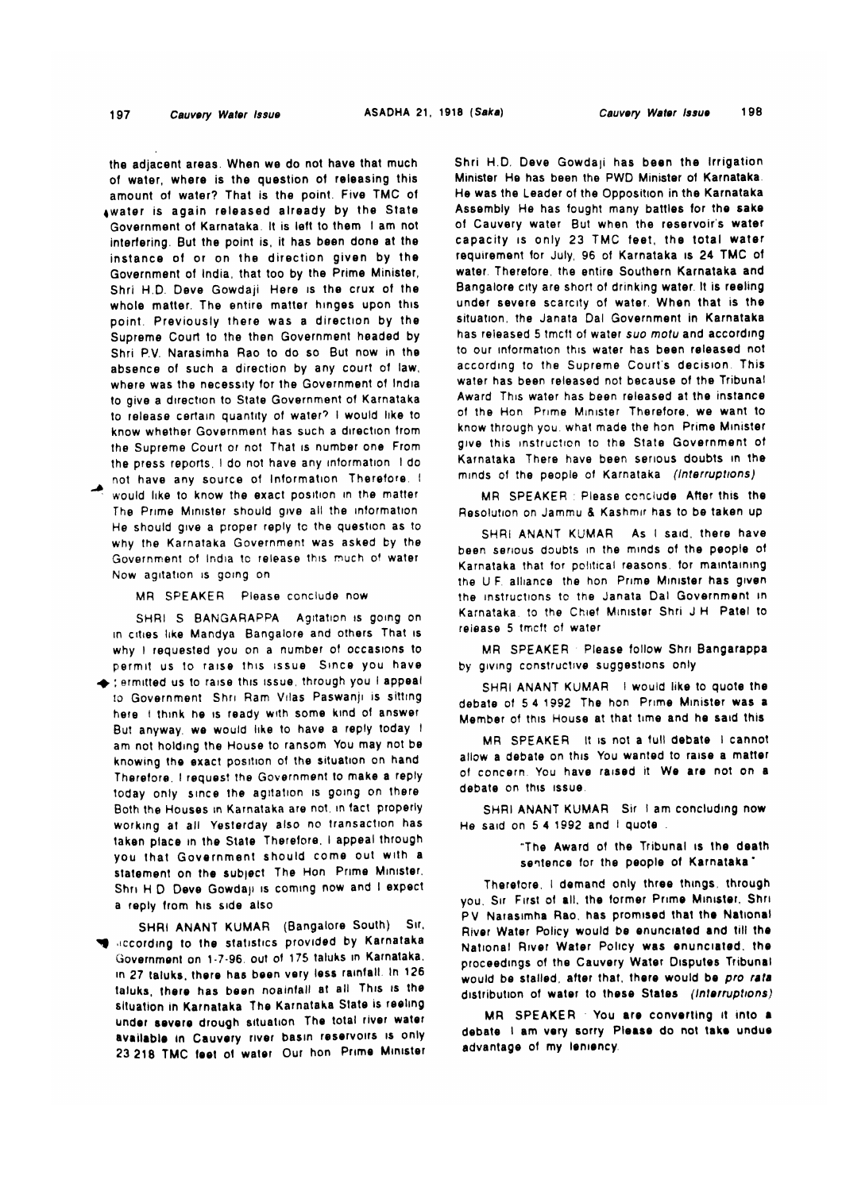the adjacent areas. When we do not have that much of water, where is the question of releasing this amount of water? That is the point. Five TMC of water is again released already by the State Government of Karnataka. It is left to them I am not interfering. But the point is, it has been done at the instance of or on the direction given by the Government of India, that too by the Prime Minister, Shri H.D. Deve Gowdaji Here is the crux of the whole matter. The entire matter hinges upon this point. Previously there was a direction by the Supreme Court to the then Government headed by Shri P.V. Narasimha Rao to do so But now in the absence of such a direction by any court of law, where was the necessity for the Government of India to give a direction to State Government of Karnataka to release certain quantity of water? I would like to know whether Government has such a direction from the Supreme Court or not That is number one From the press reports. I do not have any information I do not have any source of Information Therefore. I would like to know the exact position in the matter The Prime Minister should give all the information He should give a proper reply to the question as to why the Karnataka Government was asked by the Government of India to release this much of water Now agitation is going on

MR SPEAKER Please conclude now

SHRI S BANGARAPPA Agitation is going on in cities like Mandya Bangalore and others That is why I requested you on a number of occasions to permit us to raise this issue Since you have permitted us to raise this issue, through you I appeal to Government Shri Ram Vilas Paswanji is sitting here I think he is ready with some kind of answer But anyway, we would like to have a reply today I am not holding the House to ransom You may not be knowing the exact position of the situation on hand Therefore, I request the Government to make a reply today only since the agitation is going on there Both the Houses in Karnataka are not, in fact properly working at all Yesterday also no transaction has taken place in the State Therefore, I appeal through you that Government should come out with a statement on the subject The Hon Prime Minister, Shri H D Deve Gowdaji is coming now and I expect a reply from his side also

SHRI ANANT KUMAR (Bangalore South) Sir, according to the statistics provided by Karnataka Government on 1-7-96. out of 175 taluks in Karnataka, in 27 taluks, there has been very less rainfall. In 126 taluks, there has been noainfall at all This is the situation in Karnataka The Karnataka State is reeling under severe drough situation The total river water available in Cauvery river basin reservoirs is only 23 218 TMC feet of water Our hon Prime Minister Shri H.D. Deve Gowdaji has been the Irrigation Minister He has been the PWD Minister of Karnataka. He was the Leader of the Opposition in the Karnataka Assembly He has fought many battles for the sake of Cauvery water But when the reservoir's water capacity is only 23 TMC feet, the total water requirement for July, 96 of Karnataka is 24 TMC of water. Therefore, the entire Southern Karnataka and Bangalore city are short of drinking water. It is reeling under severe scarcity of water. When that is the situation, the Janata Dal Government in Karnataka has released 5 tmcft of water *suo motu* and according to our information this water has been released not according to the Supreme Court's decision. This water has been released not because of the Tribunal Award This water has been released at the instance of the Hon Prime Minister Therefore, we want to know through you. what made the hon Prime Minister give this instruction to the State Government of Karnataka There have been serious doubts in the minds of the people of Karnataka *(Interruptions)*

MR SPEAKER : Please conclude After this the Resolution on Jammu & Kashmir has to be taken up

SHRI ANANT KUMAR As I said, there have been serious doubts in the minds of the people of Karnataka that for political reasons, for maintaining the U.F. alliance the hon Prime Minister has given the instructions to the Janata Dal Government in Karnataka, to the Chief Minister Shri J H Patel to release 5 tmcft of water

MR SPEAKER Please follow Shri Bangarappa by giving constructive suggestions only

SHRI ANANT KUMAR I would like to quote the debate of 5 4 1992 The hon Prime Minister was a Member of this House at that time and he said this

MR SPEAKER It is not a full debate I cannot allow a debate on this You wanted to raise a matter of concern. You have raised it We are not on a debate on this issue.

SHRI ANANT KUMAR Sir I am concluding now He said on 5 4 1992 and I quote .

> "The Award of the Tribunal is the death sentence for the people of Karnataka"

Therefore, I demand only three things, through you. Sir First of all, the former Prime Minister, Shri PV Narasimha Rao, has promised that the National River Water Policy would be enunciated and till the National River Water Policy was enunciated, the proceedings of the Cauvery Water Disputes Tribunal would be stalled, after that, there would be *pro rata* distribution of water to these States *(Interruptions)*

MR SPEAKER : You are converting it into a debate I am very sorry Please do not take undue advantage of my leniency.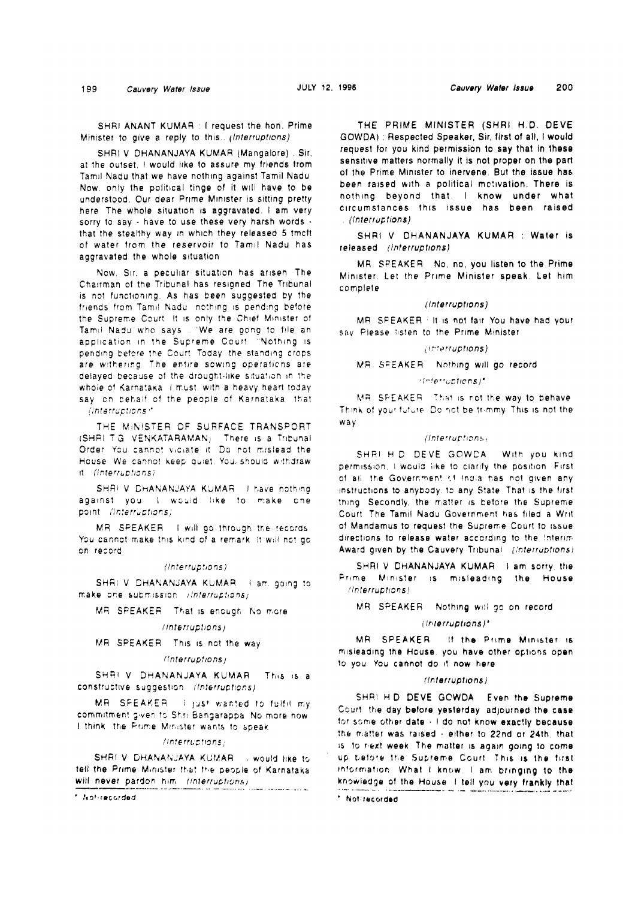SHRI ANANT KUMAR : I request the hon. Prime Minister to give a reply to this.. *(Interruptions)*

SHRI V DHANANJAYA KUMAR (Mangalore) . Sir, at the outset, I would like to assure my friends from Tamil Nadu that we have nothing against Tamil Nadu. Now, only the political tinge of it will have to be understood. Our dear Prime Minister is sitting pretty here. The whole situation is aggravated. I am very sorry to say - have to use these very harsh words - that the stealthy way in which they released 5 tmcft of water from the reservoir to Tamil Nadu has aggravated the whole situation.

Now, Sir, a peculiar situation has arisen. The Chairman of the Tribunal has resigned. The Tribunal is not functioning. As has been suggested by the friends from Tamil Nadu, nothing is pending before the Supreme Court. It is only the Chief Minister of Tamil Nadu who says . "We are gong to file an application in the Supreme Court. "Nothing is pending before the Court. Today the standing crops are withering. The entire sowing operations are delayed because of the drought-like situation in the whole of Karnataka. I must, with a heavy heart today say, on behalf of the people of Karnataka, that *(Interruptions)*\*

THE MINISTER OF SURFACE TRANSPORT (SHRI T.G. VENKATARAMAN) : There is a Tribunal Order. You cannot vitiate it. Do not mislead the House. We cannot keep quiet. You should withdraw it. *(Interruptions)*

SHRI V DHANANJAYA KUMAR : I have nothing against you. I would like to make one point. *(Interruptions)*

MR SPEAKER : I will go through the records. You cannot make this kind of a remark. It will not go on record.

*(Interruptions)*

SHRI V DHANANJAYA KUMAR : I am going to make one submission. *(Interruptions)*

MR SPEAKER : That is enough. No more.

*(Interruptions)*

MR SPEAKER : This is not the way.

*(Interruptions)*

SHRI V DHANANJAYA KUMAR : This is a constructive suggestion. *(Interruptions)*

MR SPEAKER : I just wanted to fulfil my commitment given to Shri Bangarappa. No more now. I think the Prime Minister wants to speak.

*(Interruptions)*

SHRI V DHANANJAYA KUMAR : I would like to tell the Prime Minister that the people of Karnataka will never pardon him. *(Interruptions)*

\* Not recorded

THE PRIME MINISTER (SHRI H.D. DEVE GOWDA) : Respected Speaker, Sir, first of all, I would request for you kind permission to say that in these sensitive matters normally it is not proper on the part of the Prime Minister to inervene. But the issue has been raised with a political motivation. There is nothing beyond that. I know under what circumstances this issue has been raised. *(Interruptions)*

SHRI V DHANANJAYA KUMAR : Water is released. *(Interruptions)*

MR. SPEAKER : No, no, you listen to the Prime Minister. Let the Prime Minister speak. Let him complete.

*(Interruptions)*

MR SPEAKER : It is not fair. You have had your say. Please listen to the Prime Minister.

*(Interruptions)*

MR SPEAKER : Nothing will go record.

*(Interruptions)*\*

MR SPEAKER : That is not the way to behave. Think of your future. Do not be trimmy. This is not the way.

*(Interruptions)*

SHRI H D DEVE GOWDA : With you kind permission, I would like to clarify the position. First of all, the Government of India has not given any instructions to anybody, to any State. That is the first thing. Secondly, the matter is before the Supreme Court. The Tamil Nadu Government has filed a Writ of Mandamus to request the Supreme Court to issue directions to release water according to the Interim Award given by the Cauvery Tribunal. *(Interruptions)*

SHRI V DHANANJAYA KUMAR : I am sorry, the Prime Minister is misleading the House. *(Interruptions)*

MR SPEAKER : Nothing will go on record.

*(Interruptions)*\*

MR SPEAKER : If the Prime Minister is misleading the House, you have other options open to you. You cannot do it now here.

*(Interruptions)*

SHRI H D DEVE GOWDA : Even the Supreme Court the day before yesterday adjourned the case for some other date - I do not know exactly because the matter was raised - either to 22nd or 24th, that is, to next week. The matter is again going to come up before the Supreme Court. This is the first information. What I know, I am bringing to the knowledge of the House. I tell you very frankly that

\* Not recorded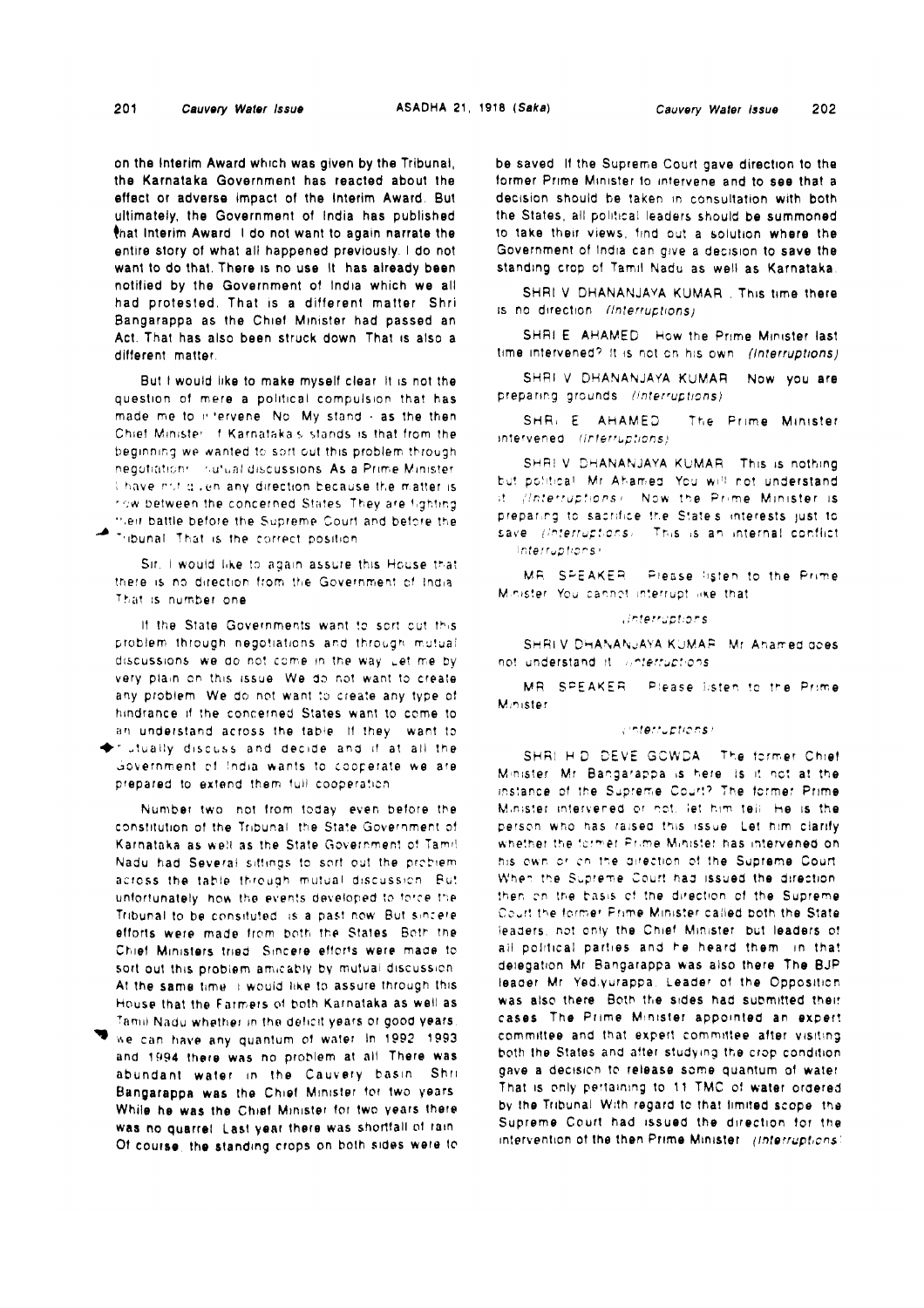on the Interim Award which was given by the Tribunal, the Karnataka Government has reacted about the effect or adverse impact of the Interim Award. But ultimately, the Government of India has published that Interim Award. I do not want to again narrate the entire story of what all happened previously. I do not want to do that. There is no use. It has already been notified by the Government of India which we all had protested. That is a different matter. Shri Bangarappa as the Chief Minister had passed an Act. That has also been struck down. That is also a different matter.

But I would like to make myself clear. It is not the question of mere a political compulsion that has made me to intervene. No. My stand - as the then Chief Minister of Karnataka's stands is that from the beginning we wanted to sort out this problem through negotiations, mutual discussions. As a Prime Minister I have not given any direction because the matter is now between the concerned States. They are fighting their battle before the Supreme Court and before the Tribunal. That is the correct position.

Sir, I would like to again assure this House that there is no direction from the Government of India. That is number one.

If the State Governments want to sort out this problem through negotiations and through mutual discussions, we do not come in the way. Let me by very plain on this issue. We do not want to create any problem. We do not want to create any type of hindrance if the concerned States want to come to an understand across the table. If they want to mutually discuss and decide and if at all the Government of India wants to cooperate we are prepared to extend them full cooperation.

Number two, not from today, even before the constitution of the Tribunal, the State Government of Karnataka as well as the State Government of Tamil Nadu had Several sittings to sort out the problem across the table through mutual discussion. But unfortunately how the events developed to force the Tribunal to be consituted, is a past now. But sincere efforts were made from both the States. Both the Chief Ministers tried. Sincere efforts were made to sort out this problem amicably by mutual discussion. At the same time, I would like to assure through this House that the Farmers of both Karnataka as well as Tamil Nadu whether in the deficit years or good years, we can have any quantum of water. In 1992, 1993 and 1994 there was no problem at all. There was abundant water in the Cauvery basin. Shri Bangarappa was the Chief Minister for two years. While he was the Chief Minister for two years there was no quarrel. Last year there was shortfall of rain. Of course, the standing crops on both sides were to be saved. If the Supreme Court gave direction to the former Prime Minister to intervene and to see that a decision should be taken in consultation with both the States, all political leaders should be summoned to take their views, find out a solution where the Government of India can give a decision to save the standing crop of Tamil Nadu as well as Karnataka.

SHRI V. DHANANJAYA KUMAR : This time there is no direction. *(Interruptions)*

SHRI E. AHAMED : How the Prime Minister last time intervened? It is not on his own. *(Interruptions)*

SHRI V. DHANANJAYA KUMAR : Now you are preparing grounds. *(Interruptions)*

SHRI E. AHAMED : The Prime Minister intervened. *(Interruptions)*

SHRI V. DHANANJAYA KUMAR : This is nothing but political. Mr. Ahamed, You will not understand it. *(Interruptions)* Now the Prime Minister is preparing to sacrifice the State's interests just to save. *(Interruptions)* This is an internal conflict. *(Interruptions)*

MR. SPEAKER : Please listen to the Prime Minister. You cannot interrupt like that.

*(Interruptions)*

SHRI V. DHANANJAYA KUMAR : Mr. Ahamed does not understand it. *(Interruptions)*

MR. SPEAKER : Please listen to the Prime Minister.

*(Interruptions)*

SHRI H.D. DEVE GOWDA : The former Chief Minister, Mr. Bangarappa is here. Is it not at the instance of the Supreme Court? The former Prime Minister intervened or not, let him tell. He is the person who has raised this issue. Let him clarify whether the former Prime Minister has intervened on his own or on the direction of the Supreme Court. When the Supreme Court had issued the direction, then on the basis of the direction of the Supreme Court the former Prime Minister called both the State leaders, not only the Chief Minister, but leaders of all political parties and he heard them. In that delegation Mr. Bangarappa was also there. The BJP leader Mr. Yediyurappa, Leader of the Opposition was also there. Both the sides had submitted their cases. The Prime Minister appointed an expert committee and that expert committee after visiting both the States and after studying the crop condition gave a decision to release some quantum of water. That is only pertaining to 11 TMC of water ordered by the Tribunal. With regard to that limited scope, the Supreme Court had issued the direction for the intervention of the then Prime Minister. *(Interruptions)*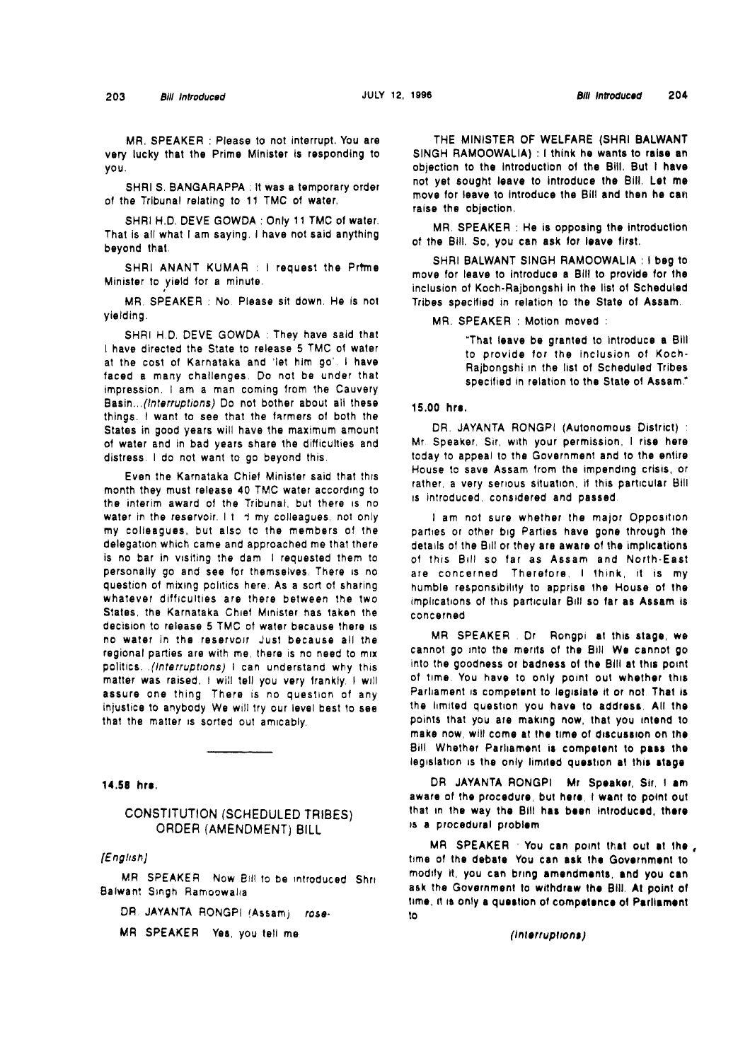MR. SPEAKER : Please to not interrupt. You are very lucky that the Prime Minister is responding to you.

SHRI S. BANGARAPPA : It was a temporary order of the Tribunal relating to 11 TMC of water.

SHRI H.D. DEVE GOWDA : Only 11 TMC of water. That is all what I am saying. I have not said anything beyond that.

SHRI ANANT KUMAR : I request the Prime Minister to yield for a minute.

MR. SPEAKER : No. Please sit down. He is not yielding.

SHRI H.D. DEVE GOWDA : They have said that I have directed the State to release 5 TMC of water at the cost of Karnataka and 'let him go'. I have faced a many challenges. Do not be under that impression. I am a man coming from the Cauvery Basin...*(Interruptions)* Do not bother about all these things. I want to see that the farmers of both the States in good years will have the maximum amount of water and in bad years share the difficulties and distress. I do not want to go beyond this.

Even the Karnataka Chief Minister said that this month they must release 40 TMC water according to the interim award of the Tribunal, but there is no water in the reservoir. I t d my colleagues, not only my colleagues, but also to the members of the delegation which came and approached me that there is no bar in visiting the dam. I requested them to personally go and see for themselves. There is no question of mixing politics here. As a sort of sharing whatever difficulties are there between the two States, the Karnataka Chief Minister has taken the decision to release 5 TMC of water because there is no water in the reservoir. Just because all the regional parties are with me, there is no need to mix politics. *(Interruptions)* I can understand why this matter was raised. I will tell you very frankly. I will assure one thing. There is no question of any injustice to anybody. We will try our level best to see that the matter is sorted out amicably.

---

**14.58 hrs.**

## CONSTITUTION (SCHEDULED TRIBES) ORDER (AMENDMENT) BILL

*[English]*

MR. SPEAKER : Now Bill to be introduced. Shri Balwant Singh Ramoowalia.

DR. JAYANTA RONGPI (Assam) *rose-*

MR. SPEAKER : Yes, you tell me.

THE MINISTER OF WELFARE (SHRI BALWANT SINGH RAMOOWALIA) : I think he wants to raise an objection to the introduction of the Bill. But I have not yet sought leave to introduce the Bill. Let me move for leave to introduce the Bill and then he can raise the objection.

MR. SPEAKER : He is opposing the introduction of the Bill. So, you can ask for leave first.

SHRI BALWANT SINGH RAMOOWALIA : I beg to move for leave to introduce a Bill to provide for the inclusion of Koch-Rajbongshi in the list of Scheduled Tribes specified in relation to the State of Assam.

MR. SPEAKER : Motion moved :

> "That leave be granted to introduce a Bill to provide for the inclusion of Koch-Rajbongshi in the list of Scheduled Tribes specified in relation to the State of Assam."

**15.00 hrs.**

DR. JAYANTA RONGPI (Autonomous District) : Mr. Speaker, Sir, with your permission, I rise here today to appeal to the Government and to the entire House to save Assam from the impending crisis, or rather, a very serious situation, if this particular Bill is introduced, considered and passed.

I am not sure whether the major Opposition parties or other big Parties have gone through the details of the Bill or they are aware of the implications of this Bill so far as Assam and North-East are concerned. Therefore, I think, it is my humble responsibility to apprise the House of the implications of this particular Bill so far as Assam is concerned.

MR. SPEAKER : Dr. Rongpi at this stage, we cannot go into the merits of the Bill. We cannot go into the goodness or badness of the Bill at this point of time. You have to only point out whether this Parliament is competent to legislate it or not. That is the limited question you have to address. All the points that you are making now, that you intend to make now, will come at the time of discussion on the Bill. Whether Parliament is competent to pass the legislation is the only limited question at this stage.

DR. JAYANTA RONGPI : Mr. Speaker, Sir, I am aware of the procedure, but here, I want to point out that in the way the Bill has been introduced, there is a procedural problem.

MR. SPEAKER : You can point that out at the time of the debate. You can ask the Government to modify it, you can bring amendments, and you can ask the Government to withdraw the Bill. At point of time, it is only a question of competence of Parliament to

*(Interruptions)*